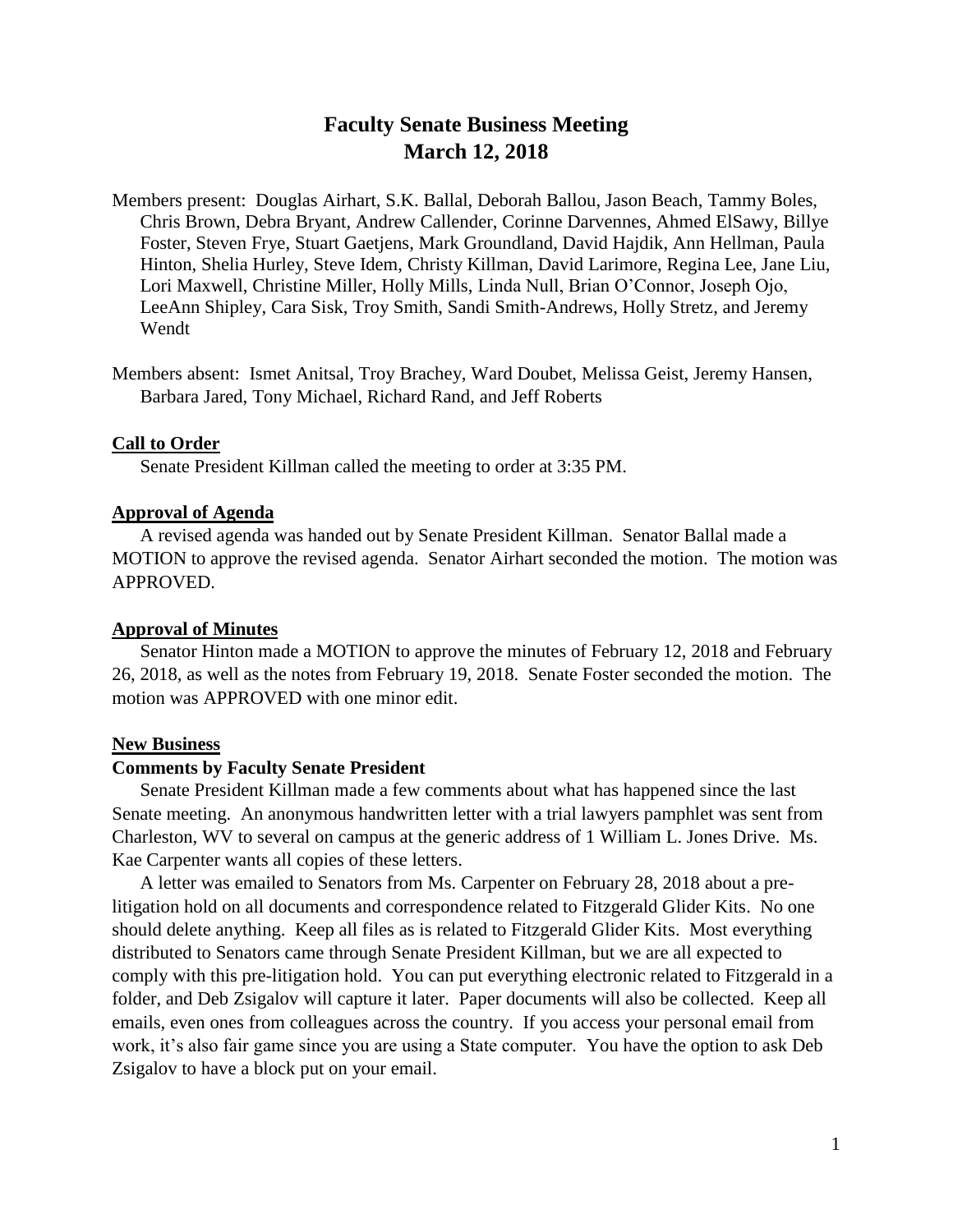# Faculty Senate Business Meeting
# March 12, 2018

Members present: Douglas Airhart, S.K. Ballal, Deborah Ballou, Jason Beach, Tammy Boles, Chris Brown, Debra Bryant, Andrew Callender, Corinne Darvennes, Ahmed ElSawy, Billye Foster, Steven Frye, Stuart Gaetjens, Mark Groundland, David Hajdik, Ann Hellman, Paula Hinton, Shelia Hurley, Steve Idem, Christy Killman, David Larimore, Regina Lee, Jane Liu, Lori Maxwell, Christine Miller, Holly Mills, Linda Null, Brian O'Connor, Joseph Ojo, LeeAnn Shipley, Cara Sisk, Troy Smith, Sandi Smith-Andrews, Holly Stretz, and Jeremy Wendt

Members absent: Ismet Anitsal, Troy Brachey, Ward Doubet, Melissa Geist, Jeremy Hansen, Barbara Jared, Tony Michael, Richard Rand, and Jeff Roberts

## Call to Order

Senate President Killman called the meeting to order at 3:35 PM.

## Approval of Agenda

A revised agenda was handed out by Senate President Killman. Senator Ballal made a MOTION to approve the revised agenda. Senator Airhart seconded the motion. The motion was APPROVED.

## Approval of Minutes

Senator Hinton made a MOTION to approve the minutes of February 12, 2018 and February 26, 2018, as well as the notes from February 19, 2018. Senate Foster seconded the motion. The motion was APPROVED with one minor edit.

## New Business

### Comments by Faculty Senate President

Senate President Killman made a few comments about what has happened since the last Senate meeting. An anonymous handwritten letter with a trial lawyers pamphlet was sent from Charleston, WV to several on campus at the generic address of 1 William L. Jones Drive. Ms. Kae Carpenter wants all copies of these letters.

A letter was emailed to Senators from Ms. Carpenter on February 28, 2018 about a pre-litigation hold on all documents and correspondence related to Fitzgerald Glider Kits. No one should delete anything. Keep all files as is related to Fitzgerald Glider Kits. Most everything distributed to Senators came through Senate President Killman, but we are all expected to comply with this pre-litigation hold. You can put everything electronic related to Fitzgerald in a folder, and Deb Zsigalov will capture it later. Paper documents will also be collected. Keep all emails, even ones from colleagues across the country. If you access your personal email from work, it's also fair game since you are using a State computer. You have the option to ask Deb Zsigalov to have a block put on your email.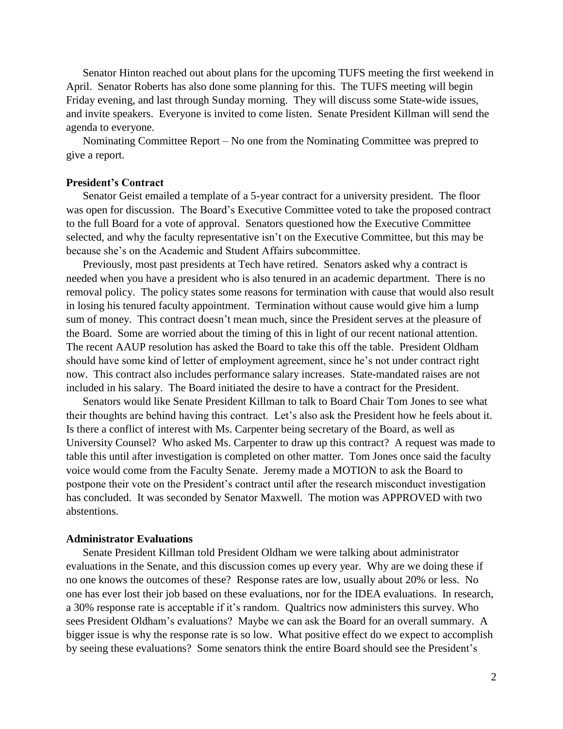Senator Hinton reached out about plans for the upcoming TUFS meeting the first weekend in April. Senator Roberts has also done some planning for this. The TUFS meeting will begin Friday evening, and last through Sunday morning. They will discuss some State-wide issues, and invite speakers. Everyone is invited to come listen. Senate President Killman will send the agenda to everyone.

Nominating Committee Report – No one from the Nominating Committee was prepred to give a report.

**President's Contract**

Senator Geist emailed a template of a 5-year contract for a university president. The floor was open for discussion. The Board's Executive Committee voted to take the proposed contract to the full Board for a vote of approval. Senators questioned how the Executive Committee selected, and why the faculty representative isn't on the Executive Committee, but this may be because she's on the Academic and Student Affairs subcommittee.

Previously, most past presidents at Tech have retired. Senators asked why a contract is needed when you have a president who is also tenured in an academic department. There is no removal policy. The policy states some reasons for termination with cause that would also result in losing his tenured faculty appointment. Termination without cause would give him a lump sum of money. This contract doesn't mean much, since the President serves at the pleasure of the Board. Some are worried about the timing of this in light of our recent national attention. The recent AAUP resolution has asked the Board to take this off the table. President Oldham should have some kind of letter of employment agreement, since he's not under contract right now. This contract also includes performance salary increases. State-mandated raises are not included in his salary. The Board initiated the desire to have a contract for the President.

Senators would like Senate President Killman to talk to Board Chair Tom Jones to see what their thoughts are behind having this contract. Let's also ask the President how he feels about it. Is there a conflict of interest with Ms. Carpenter being secretary of the Board, as well as University Counsel? Who asked Ms. Carpenter to draw up this contract? A request was made to table this until after investigation is completed on other matter. Tom Jones once said the faculty voice would come from the Faculty Senate. Jeremy made a MOTION to ask the Board to postpone their vote on the President's contract until after the research misconduct investigation has concluded. It was seconded by Senator Maxwell. The motion was APPROVED with two abstentions.

**Administrator Evaluations**

Senate President Killman told President Oldham we were talking about administrator evaluations in the Senate, and this discussion comes up every year. Why are we doing these if no one knows the outcomes of these? Response rates are low, usually about 20% or less. No one has ever lost their job based on these evaluations, nor for the IDEA evaluations. In research, a 30% response rate is acceptable if it's random. Qualtrics now administers this survey. Who sees President Oldham's evaluations? Maybe we can ask the Board for an overall summary. A bigger issue is why the response rate is so low. What positive effect do we expect to accomplish by seeing these evaluations? Some senators think the entire Board should see the President's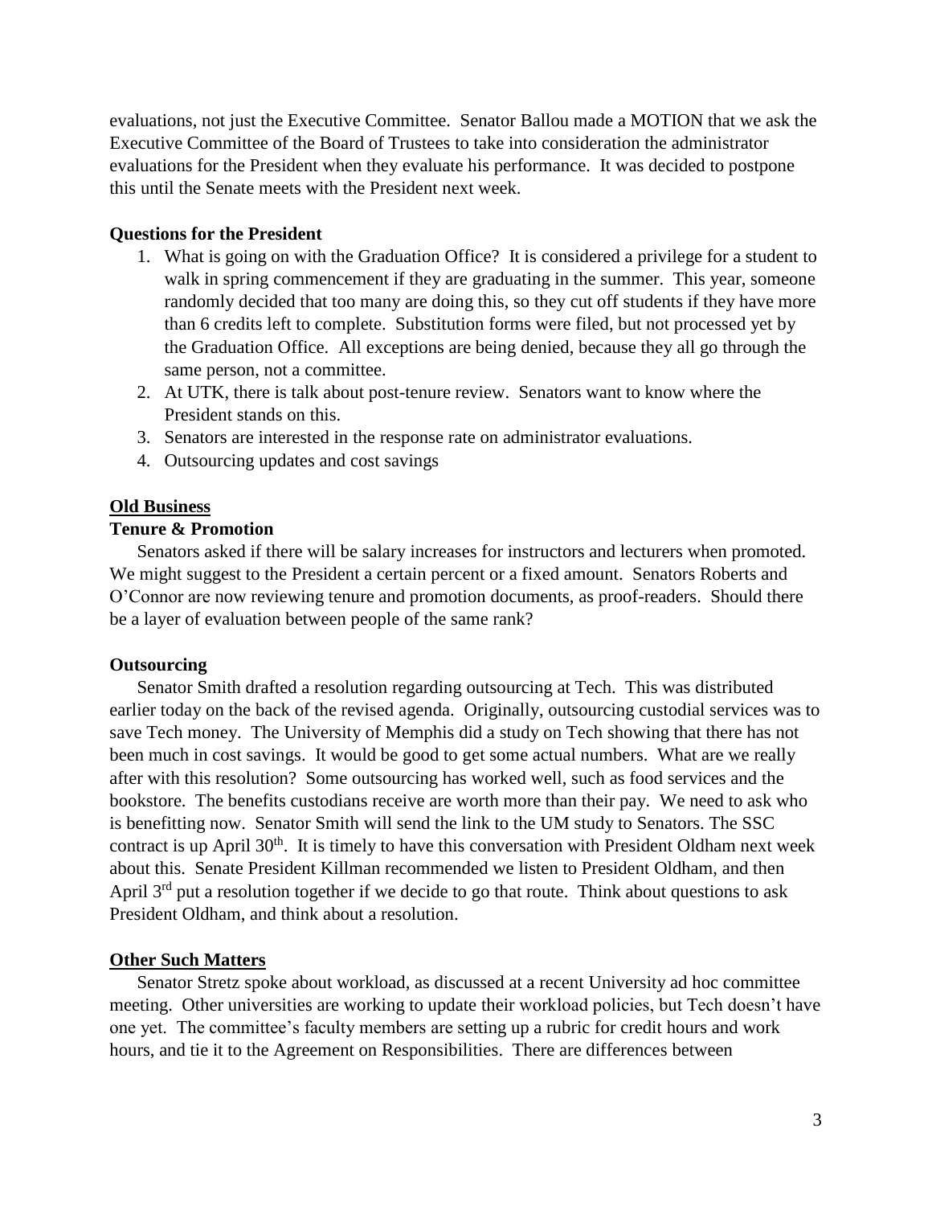evaluations, not just the Executive Committee. Senator Ballou made a MOTION that we ask the Executive Committee of the Board of Trustees to take into consideration the administrator evaluations for the President when they evaluate his performance. It was decided to postpone this until the Senate meets with the President next week.

**Questions for the President**

1. What is going on with the Graduation Office? It is considered a privilege for a student to walk in spring commencement if they are graduating in the summer. This year, someone randomly decided that too many are doing this, so they cut off students if they have more than 6 credits left to complete. Substitution forms were filed, but not processed yet by the Graduation Office. All exceptions are being denied, because they all go through the same person, not a committee.
2. At UTK, there is talk about post-tenure review. Senators want to know where the President stands on this.
3. Senators are interested in the response rate on administrator evaluations.
4. Outsourcing updates and cost savings

**Old Business**

**Tenure & Promotion**

Senators asked if there will be salary increases for instructors and lecturers when promoted. We might suggest to the President a certain percent or a fixed amount. Senators Roberts and O'Connor are now reviewing tenure and promotion documents, as proof-readers. Should there be a layer of evaluation between people of the same rank?

**Outsourcing**

Senator Smith drafted a resolution regarding outsourcing at Tech. This was distributed earlier today on the back of the revised agenda. Originally, outsourcing custodial services was to save Tech money. The University of Memphis did a study on Tech showing that there has not been much in cost savings. It would be good to get some actual numbers. What are we really after with this resolution? Some outsourcing has worked well, such as food services and the bookstore. The benefits custodians receive are worth more than their pay. We need to ask who is benefitting now. Senator Smith will send the link to the UM study to Senators. The SSC contract is up April 30th. It is timely to have this conversation with President Oldham next week about this. Senate President Killman recommended we listen to President Oldham, and then April 3rd put a resolution together if we decide to go that route. Think about questions to ask President Oldham, and think about a resolution.

**Other Such Matters**

Senator Stretz spoke about workload, as discussed at a recent University ad hoc committee meeting. Other universities are working to update their workload policies, but Tech doesn't have one yet. The committee's faculty members are setting up a rubric for credit hours and work hours, and tie it to the Agreement on Responsibilities. There are differences between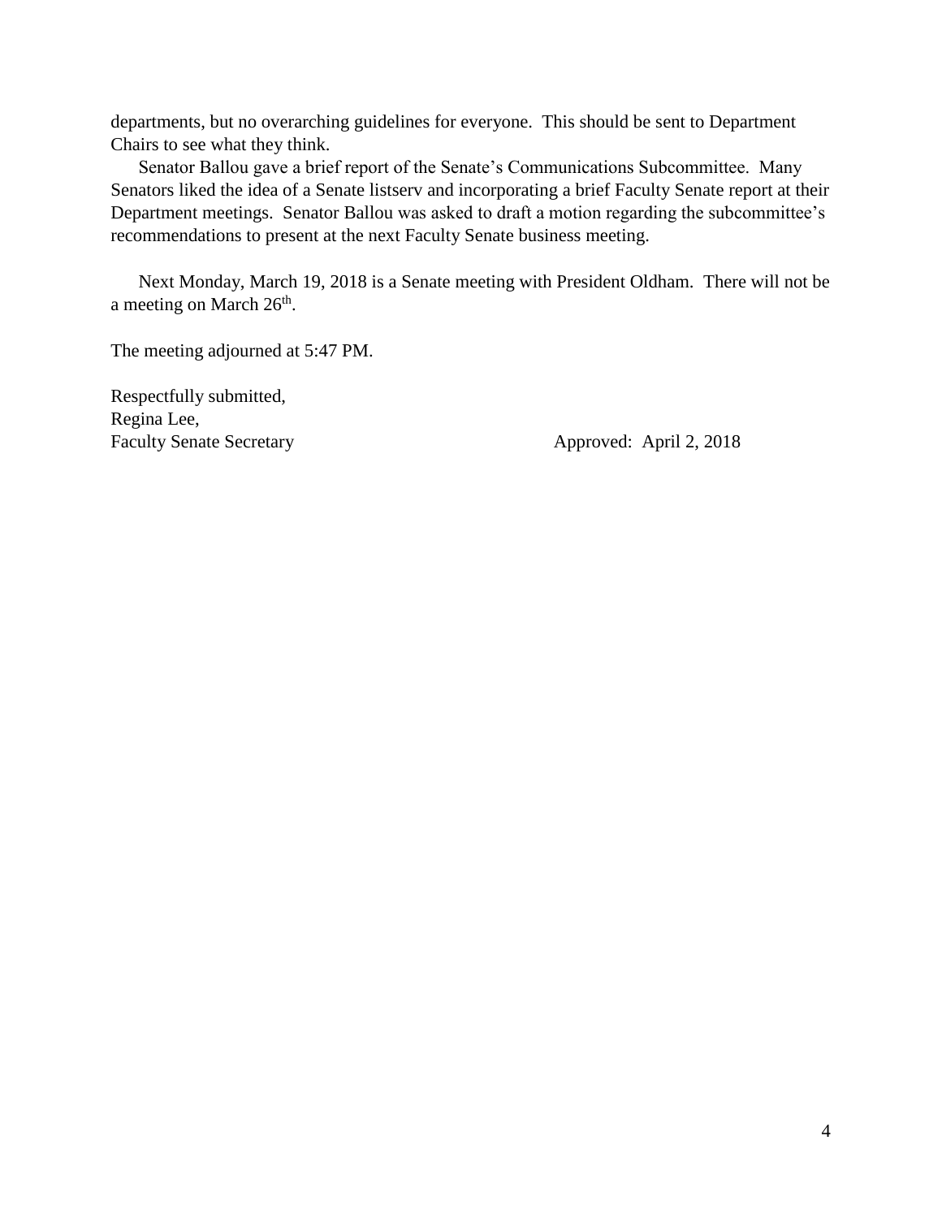departments, but no overarching guidelines for everyone. This should be sent to Department Chairs to see what they think.

Senator Ballou gave a brief report of the Senate's Communications Subcommittee. Many Senators liked the idea of a Senate listserv and incorporating a brief Faculty Senate report at their Department meetings. Senator Ballou was asked to draft a motion regarding the subcommittee's recommendations to present at the next Faculty Senate business meeting.

Next Monday, March 19, 2018 is a Senate meeting with President Oldham. There will not be a meeting on March 26th.

The meeting adjourned at 5:47 PM.

Respectfully submitted,
Regina Lee,
Faculty Senate Secretary

Approved: April 2, 2018